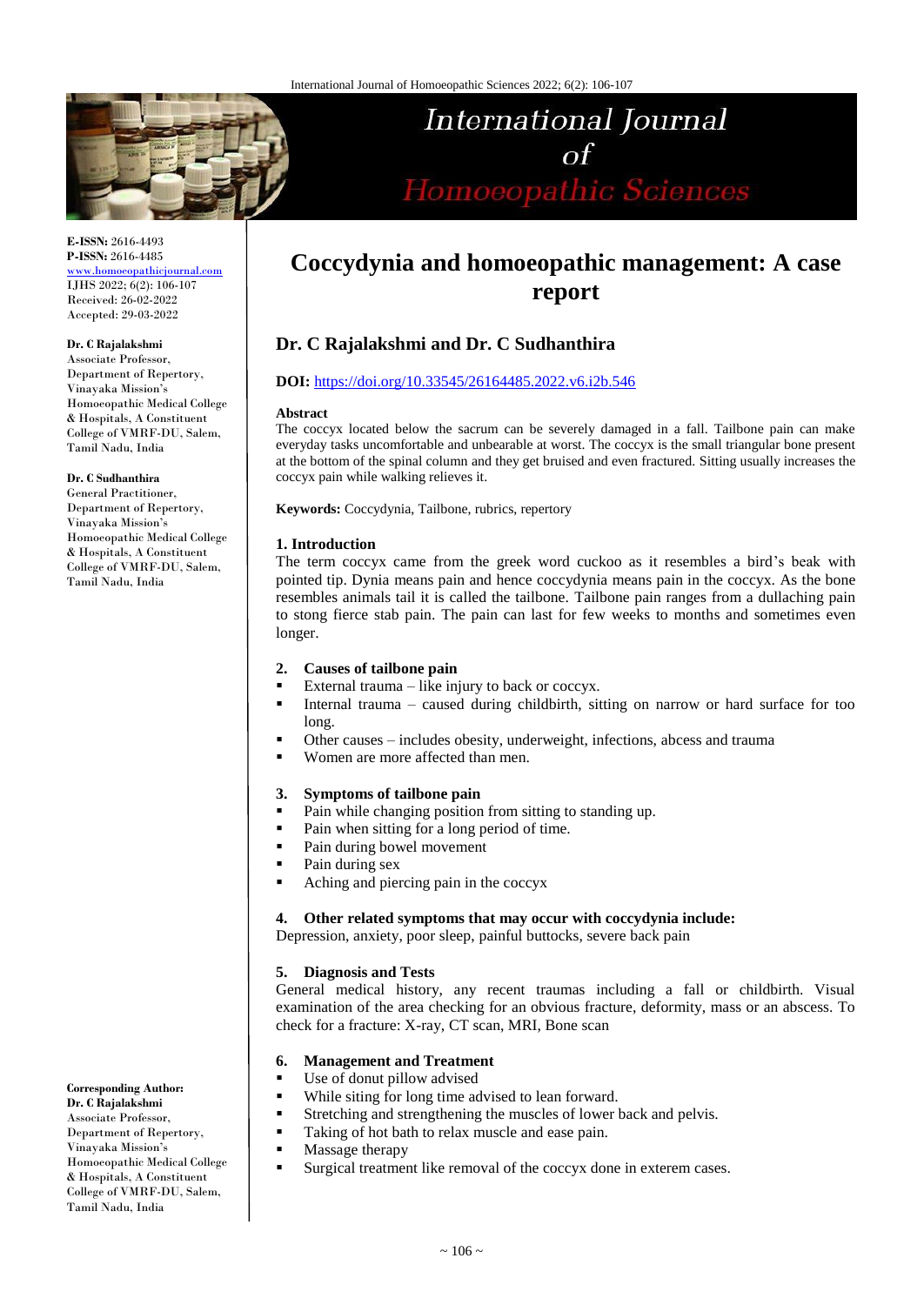# Coccydynia and homoeopathic management: A case report

## Dr. C Rajalakshmi and Dr. C Sudhanthira

**DOI:** https://doi.org/10.33545/26164485.2022.v6.i2b.546

**E-ISSN:** 2616-4493
**P-ISSN:** 2616-4485
www.homoeopathicjournal.com
IJHS 2022; 6(2): 106-107
Received: 26-02-2022
Accepted: 29-03-2022

**Dr. C Rajalakshmi**
Associate Professor, Department of Repertory, Vinayaka Mission's Homoeopathic Medical College & Hospitals, A Constituent College of VMRF-DU, Salem, Tamil Nadu, India

**Dr. C Sudhanthira**
General Practitioner, Department of Repertory, Vinayaka Mission's Homoeopathic Medical College & Hospitals, A Constituent College of VMRF-DU, Salem, Tamil Nadu, India

**Corresponding Author:**
**Dr. C Rajalakshmi**
Associate Professor, Department of Repertory, Vinayaka Mission's Homoeopathic Medical College & Hospitals, A Constituent College of VMRF-DU, Salem, Tamil Nadu, India

### Abstract

The coccyx located below the sacrum can be severely damaged in a fall. Tailbone pain can make everyday tasks uncomfortable and unbearable at worst. The coccyx is the small triangular bone present at the bottom of the spinal column and they get bruised and even fractured. Sitting usually increases the coccyx pain while walking relieves it.

**Keywords:** Coccydynia, Tailbone, rubrics, repertory

### 1. Introduction

The term coccyx came from the greek word cuckoo as it resembles a bird's beak with pointed tip. Dynia means pain and hence coccydynia means pain in the coccyx. As the bone resembles animals tail it is called the tailbone. Tailbone pain ranges from a dullaching pain to stong fierce stab pain. The pain can last for few weeks to months and sometimes even longer.

### 2. Causes of tailbone pain

- External trauma – like injury to back or coccyx.
- Internal trauma – caused during childbirth, sitting on narrow or hard surface for too long.
- Other causes – includes obesity, underweight, infections, abcess and trauma
- Women are more affected than men.

### 3. Symptoms of tailbone pain

- Pain while changing position from sitting to standing up.
- Pain when sitting for a long period of time.
- Pain during bowel movement
- Pain during sex
- Aching and piercing pain in the coccyx

### 4. Other related symptoms that may occur with coccydynia include:

Depression, anxiety, poor sleep, painful buttocks, severe back pain

### 5. Diagnosis and Tests

General medical history, any recent traumas including a fall or childbirth. Visual examination of the area checking for an obvious fracture, deformity, mass or an abscess. To check for a fracture: X-ray, CT scan, MRI, Bone scan

### 6. Management and Treatment

- Use of donut pillow advised
- While siting for long time advised to lean forward.
- Stretching and strengthening the muscles of lower back and pelvis.
- Taking of hot bath to relax muscle and ease pain.
- Massage therapy
- Surgical treatment like removal of the coccyx done in exterem cases.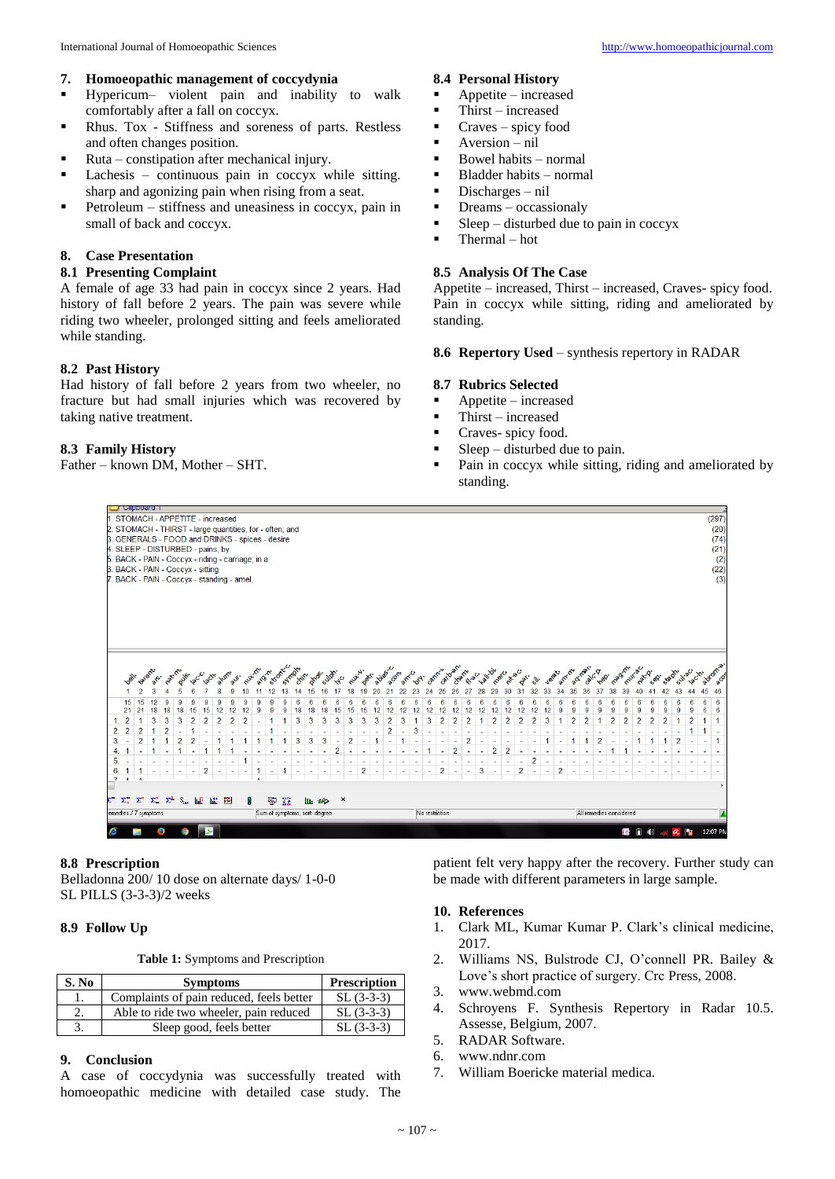## 7. Homoeopathic management of coccydynia

- Hypericum– violent pain and inability to walk comfortably after a fall on coccyx.
- Rhus. Tox - Stiffness and soreness of parts. Restless and often changes position.
- Ruta – constipation after mechanical injury.
- Lachesis – continuous pain in coccyx while sitting. sharp and agonizing pain when rising from a seat.
- Petroleum – stiffness and uneasiness in coccyx, pain in small of back and coccyx.

## 8. Case Presentation

### 8.1 Presenting Complaint

A female of age 33 had pain in coccyx since 2 years. Had history of fall before 2 years. The pain was severe while riding two wheeler, prolonged sitting and feels ameliorated while standing.

### 8.2 Past History

Had history of fall before 2 years from two wheeler, no fracture but had small injuries which was recovered by taking native treatment.

### 8.3 Family History

Father – known DM, Mother – SHT.

### 8.4 Personal History

- Appetite – increased
- Thirst – increased
- Craves – spicy food
- Aversion – nil
- Bowel habits – normal
- Bladder habits – normal
- Discharges – nil
- Dreams – occassionaly
- Sleep – disturbed due to pain in coccyx
- Thermal – hot

### 8.5 Analysis Of The Case

Appetite – increased, Thirst – increased, Craves- spicy food. Pain in coccyx while sitting, riding and ameliorated by standing.

### 8.6 Repertory Used – synthesis repertory in RADAR

### 8.7 Rubrics Selected

- Appetite – increased
- Thirst – increased
- Craves- spicy food.
- Sleep – disturbed due to pain.
- Pain in coccyx while sitting, riding and ameliorated by standing.

1. STOMACH - APPETITE - increased (297)
2. STOMACH - THIRST - large quantities, for - often; and (20)
3. GENERALS - FOOD and DRINKS - spices - desire (74)
4. SLEEP - DISTURBED - pains, by (21)
5. BACK - PAIN - Coccyx - riding - carriage; in a (2)
6. BACK - PAIN - Coccyx - sitting (22)
7. BACK - PAIN - Coccyx - standing - amel. (3)

### 8.8 Prescription

Belladonna 200/ 10 dose on alternate days/ 1-0-0
SL PILLS (3-3-3)/2 weeks

### 8.9 Follow Up

**Table 1:** Symptoms and Prescription

| S. No | Symptoms | Prescription |
|---|---|---|
| 1. | Complaints of pain reduced, feels better | SL (3-3-3) |
| 2. | Able to ride two wheeler, pain reduced | SL (3-3-3) |
| 3. | Sleep good, feels better | SL (3-3-3) |

## 9. Conclusion

A case of coccydynia was successfully treated with homoeopathic medicine with detailed case study. The patient felt very happy after the recovery. Further study can be made with different parameters in large sample.

## 10. References

1. Clark ML, Kumar Kumar P. Clark's clinical medicine, 2017.
2. Williams NS, Bulstrode CJ, O'connell PR. Bailey & Love's short practice of surgery. Crc Press, 2008.
3. www.webmd.com
4. Schroyens F. Synthesis Repertory in Radar 10.5. Assesse, Belgium, 2007.
5. RADAR Software.
6. www.ndnr.com
7. William Boericke material medica.